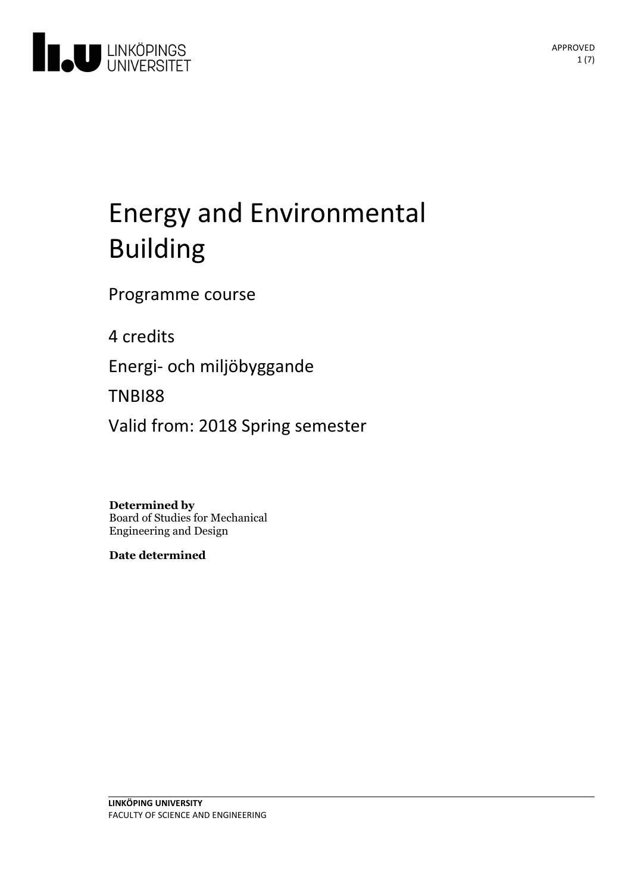# Energy and Environmental Building

Programme course

4 credits

Energi- och miljöbyggande

TNBI88

Valid from: 2018 Spring semester

**Determined by**
Board of Studies for Mechanical Engineering and Design

**Date determined**

**LINKÖPING UNIVERSITY**
FACULTY OF SCIENCE AND ENGINEERING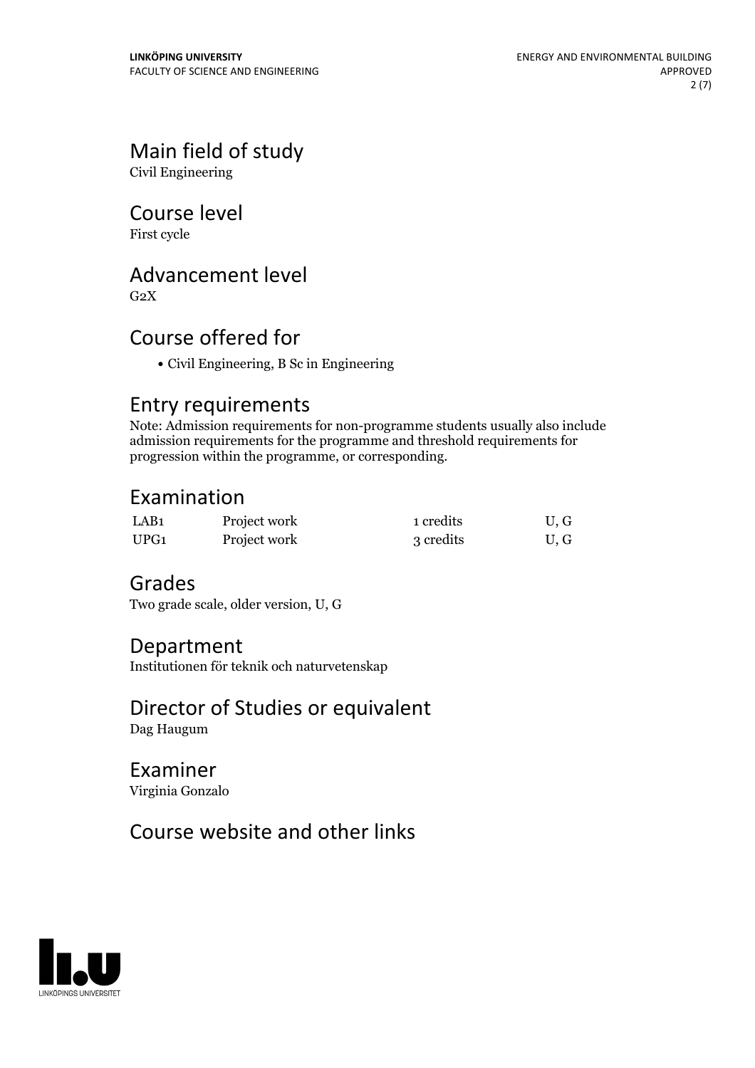## Main field of study

Civil Engineering

## Course level

First cycle

## Advancement level

G2X

## Course offered for

- Civil Engineering, B Sc in Engineering

## Entry requirements

Note: Admission requirements for non-programme students usually also include admission requirements for the programme and threshold requirements for progression within the programme, or corresponding.

## Examination

| | | | |
|---|---|---|---|
| LAB1 | Project work | 1 credits | U, G |
| UPG1 | Project work | 3 credits | U, G |

## Grades

Two grade scale, older version, U, G

## Department

Institutionen för teknik och naturvetenskap

## Director of Studies or equivalent

Dag Haugum

## Examiner

Virginia Gonzalo

## Course website and other links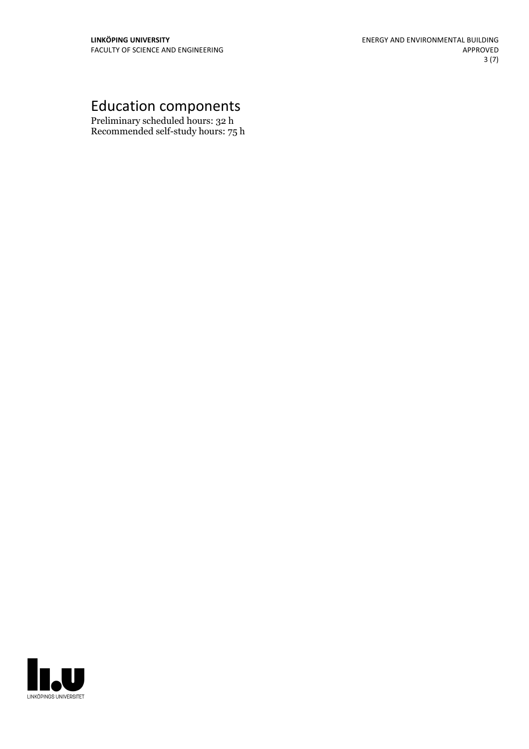# Education components

Preliminary scheduled hours: 32 h
Recommended self-study hours: 75 h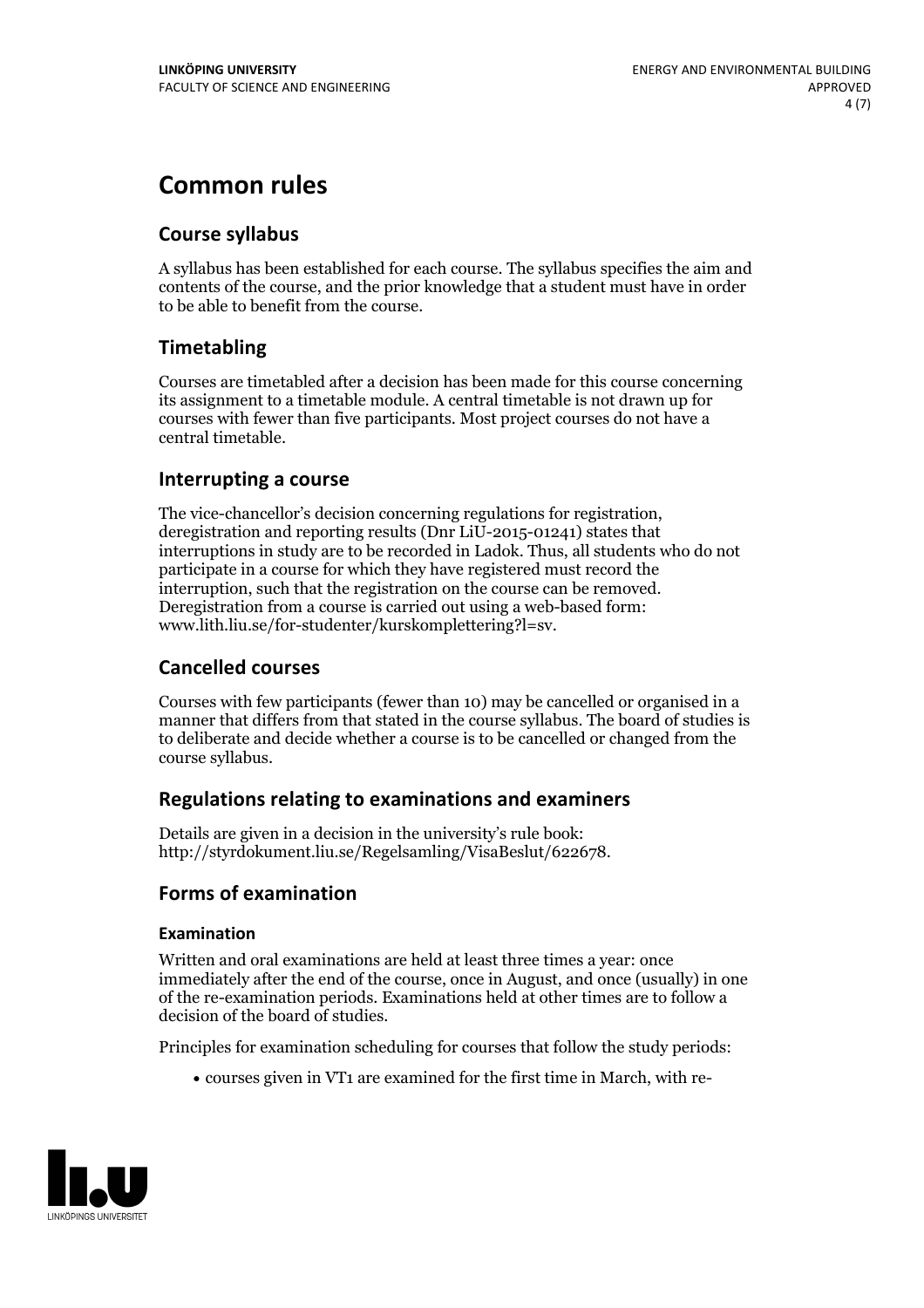# Common rules

## Course syllabus

A syllabus has been established for each course. The syllabus specifies the aim and contents of the course, and the prior knowledge that a student must have in order to be able to benefit from the course.

## Timetabling

Courses are timetabled after a decision has been made for this course concerning its assignment to a timetable module. A central timetable is not drawn up for courses with fewer than five participants. Most project courses do not have a central timetable.

## Interrupting a course

The vice-chancellor's decision concerning regulations for registration, deregistration and reporting results (Dnr LiU-2015-01241) states that interruptions in study are to be recorded in Ladok. Thus, all students who do not participate in a course for which they have registered must record the interruption, such that the registration on the course can be removed. Deregistration from a course is carried out using a web-based form: www.lith.liu.se/for-studenter/kurskomplettering?l=sv.

## Cancelled courses

Courses with few participants (fewer than 10) may be cancelled or organised in a manner that differs from that stated in the course syllabus. The board of studies is to deliberate and decide whether a course is to be cancelled or changed from the course syllabus.

## Regulations relating to examinations and examiners

Details are given in a decision in the university's rule book: http://styrdokument.liu.se/Regelsamling/VisaBeslut/622678.

## Forms of examination

### Examination

Written and oral examinations are held at least three times a year: once immediately after the end of the course, once in August, and once (usually) in one of the re-examination periods. Examinations held at other times are to follow a decision of the board of studies.

Principles for examination scheduling for courses that follow the study periods:

- courses given in VT1 are examined for the first time in March, with re-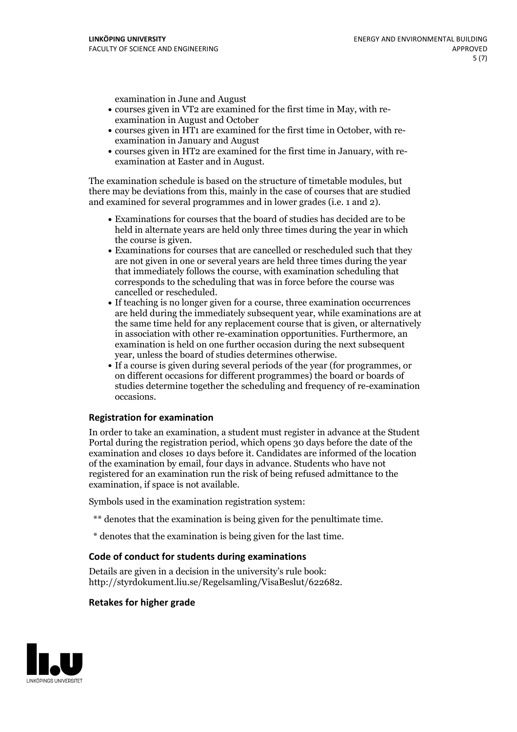examination in June and August

- courses given in VT2 are examined for the first time in May, with re-examination in August and October
- courses given in HT1 are examined for the first time in October, with re-examination in January and August
- courses given in HT2 are examined for the first time in January, with re-examination at Easter and in August.

The examination schedule is based on the structure of timetable modules, but there may be deviations from this, mainly in the case of courses that are studied and examined for several programmes and in lower grades (i.e. 1 and 2).

- Examinations for courses that the board of studies has decided are to be held in alternate years are held only three times during the year in which the course is given.
- Examinations for courses that are cancelled or rescheduled such that they are not given in one or several years are held three times during the year that immediately follows the course, with examination scheduling that corresponds to the scheduling that was in force before the course was cancelled or rescheduled.
- If teaching is no longer given for a course, three examination occurrences are held during the immediately subsequent year, while examinations are at the same time held for any replacement course that is given, or alternatively in association with other re-examination opportunities. Furthermore, an examination is held on one further occasion during the next subsequent year, unless the board of studies determines otherwise.
- If a course is given during several periods of the year (for programmes, or on different occasions for different programmes) the board or boards of studies determine together the scheduling and frequency of re-examination occasions.

### Registration for examination

In order to take an examination, a student must register in advance at the Student Portal during the registration period, which opens 30 days before the date of the examination and closes 10 days before it. Candidates are informed of the location of the examination by email, four days in advance. Students who have not registered for an examination run the risk of being refused admittance to the examination, if space is not available.

Symbols used in the examination registration system:

** denotes that the examination is being given for the penultimate time.

* denotes that the examination is being given for the last time.

### Code of conduct for students during examinations

Details are given in a decision in the university's rule book: http://styrdokument.liu.se/Regelsamling/VisaBeslut/622682.

### Retakes for higher grade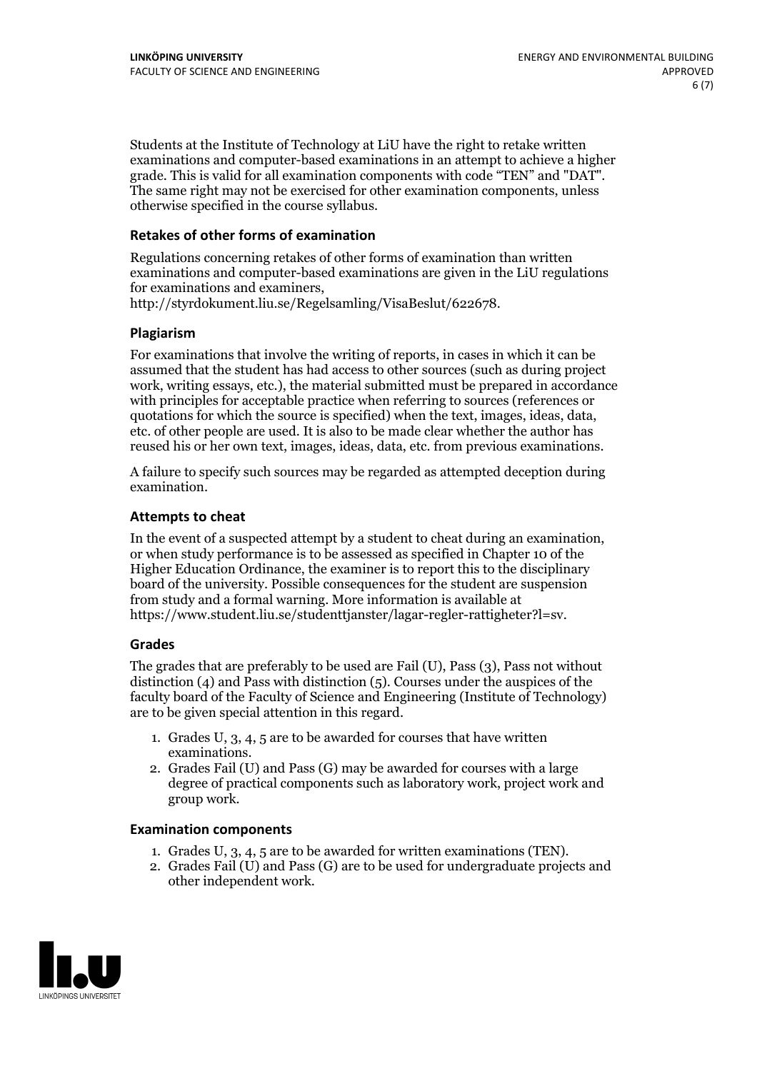Students at the Institute of Technology at LiU have the right to retake written examinations and computer-based examinations in an attempt to achieve a higher grade. This is valid for all examination components with code "TEN" and "DAT". The same right may not be exercised for other examination components, unless otherwise specified in the course syllabus.

### Retakes of other forms of examination

Regulations concerning retakes of other forms of examination than written examinations and computer-based examinations are given in the LiU regulations for examinations and examiners, http://styrdokument.liu.se/Regelsamling/VisaBeslut/622678.

### Plagiarism

For examinations that involve the writing of reports, in cases in which it can be assumed that the student has had access to other sources (such as during project work, writing essays, etc.), the material submitted must be prepared in accordance with principles for acceptable practice when referring to sources (references or quotations for which the source is specified) when the text, images, ideas, data, etc. of other people are used. It is also to be made clear whether the author has reused his or her own text, images, ideas, data, etc. from previous examinations.

A failure to specify such sources may be regarded as attempted deception during examination.

### Attempts to cheat

In the event of a suspected attempt by a student to cheat during an examination, or when study performance is to be assessed as specified in Chapter 10 of the Higher Education Ordinance, the examiner is to report this to the disciplinary board of the university. Possible consequences for the student are suspension from study and a formal warning. More information is available at https://www.student.liu.se/studenttjanster/lagar-regler-rattigheter?l=sv.

### Grades

The grades that are preferably to be used are Fail (U), Pass (3), Pass not without distinction (4) and Pass with distinction (5). Courses under the auspices of the faculty board of the Faculty of Science and Engineering (Institute of Technology) are to be given special attention in this regard.

1. Grades U, 3, 4, 5 are to be awarded for courses that have written examinations.
2. Grades Fail (U) and Pass (G) may be awarded for courses with a large degree of practical components such as laboratory work, project work and group work.

### Examination components

1. Grades U, 3, 4, 5 are to be awarded for written examinations (TEN).
2. Grades Fail (U) and Pass (G) are to be used for undergraduate projects and other independent work.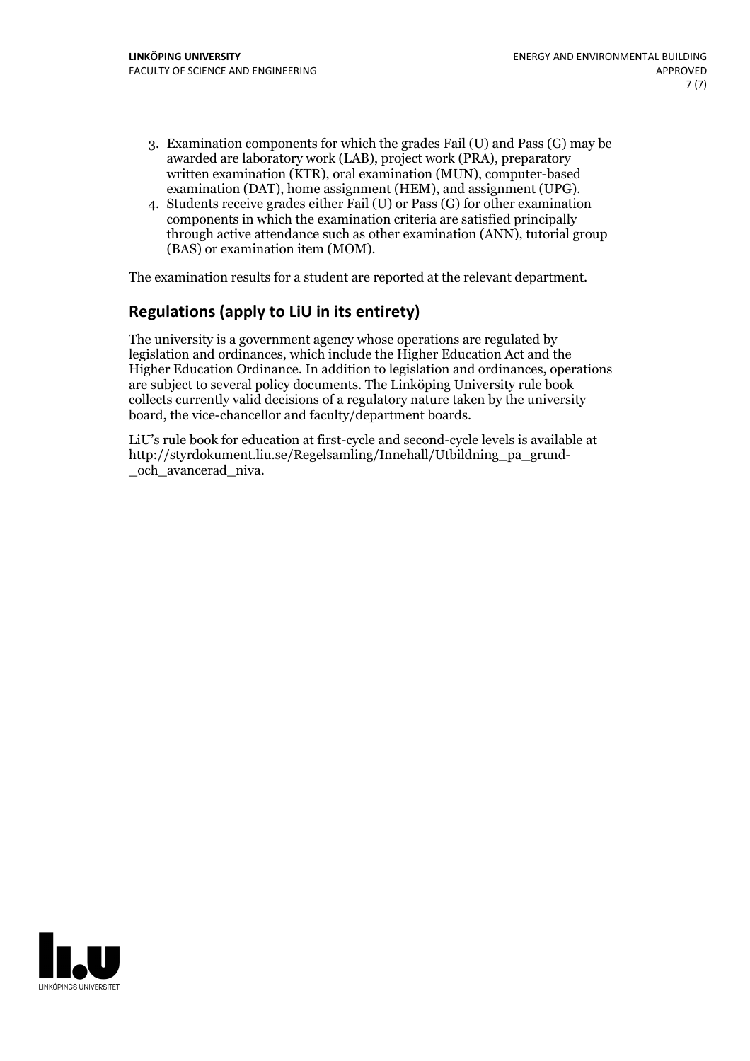3. Examination components for which the grades Fail (U) and Pass (G) may be awarded are laboratory work (LAB), project work (PRA), preparatory written examination (KTR), oral examination (MUN), computer-based examination (DAT), home assignment (HEM), and assignment (UPG).
4. Students receive grades either Fail (U) or Pass (G) for other examination components in which the examination criteria are satisfied principally through active attendance such as other examination (ANN), tutorial group (BAS) or examination item (MOM).

The examination results for a student are reported at the relevant department.

## Regulations (apply to LiU in its entirety)

The university is a government agency whose operations are regulated by legislation and ordinances, which include the Higher Education Act and the Higher Education Ordinance. In addition to legislation and ordinances, operations are subject to several policy documents. The Linköping University rule book collects currently valid decisions of a regulatory nature taken by the university board, the vice-chancellor and faculty/department boards.

LiU's rule book for education at first-cycle and second-cycle levels is available at http://styrdokument.liu.se/Regelsamling/Innehall/Utbildning_pa_grund-_och_avancerad_niva.